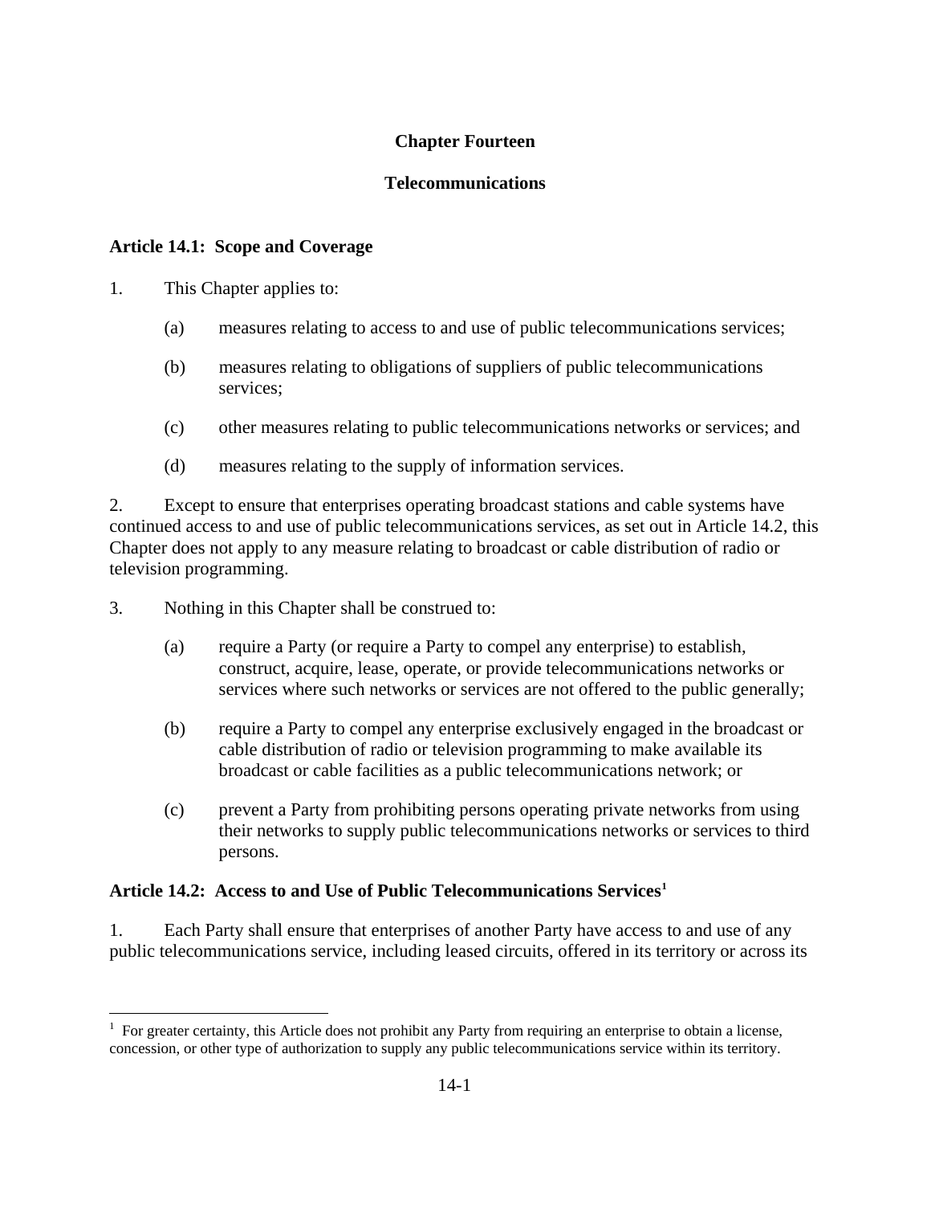# Chapter Fourteen

# Telecommunications

## Article 14.1: Scope and Coverage

1. This Chapter applies to:

   (a) measures relating to access to and use of public telecommunications services;

   (b) measures relating to obligations of suppliers of public telecommunications services;

   (c) other measures relating to public telecommunications networks or services; and

   (d) measures relating to the supply of information services.

2. Except to ensure that enterprises operating broadcast stations and cable systems have continued access to and use of public telecommunications services, as set out in Article 14.2, this Chapter does not apply to any measure relating to broadcast or cable distribution of radio or television programming.

3. Nothing in this Chapter shall be construed to:

   (a) require a Party (or require a Party to compel any enterprise) to establish, construct, acquire, lease, operate, or provide telecommunications networks or services where such networks or services are not offered to the public generally;

   (b) require a Party to compel any enterprise exclusively engaged in the broadcast or cable distribution of radio or television programming to make available its broadcast or cable facilities as a public telecommunications network; or

   (c) prevent a Party from prohibiting persons operating private networks from using their networks to supply public telecommunications networks or services to third persons.

## Article 14.2: Access to and Use of Public Telecommunications Services[1]

1. Each Party shall ensure that enterprises of another Party have access to and use of any public telecommunications service, including leased circuits, offered in its territory or across its

[1] For greater certainty, this Article does not prohibit any Party from requiring an enterprise to obtain a license, concession, or other type of authorization to supply any public telecommunications service within its territory.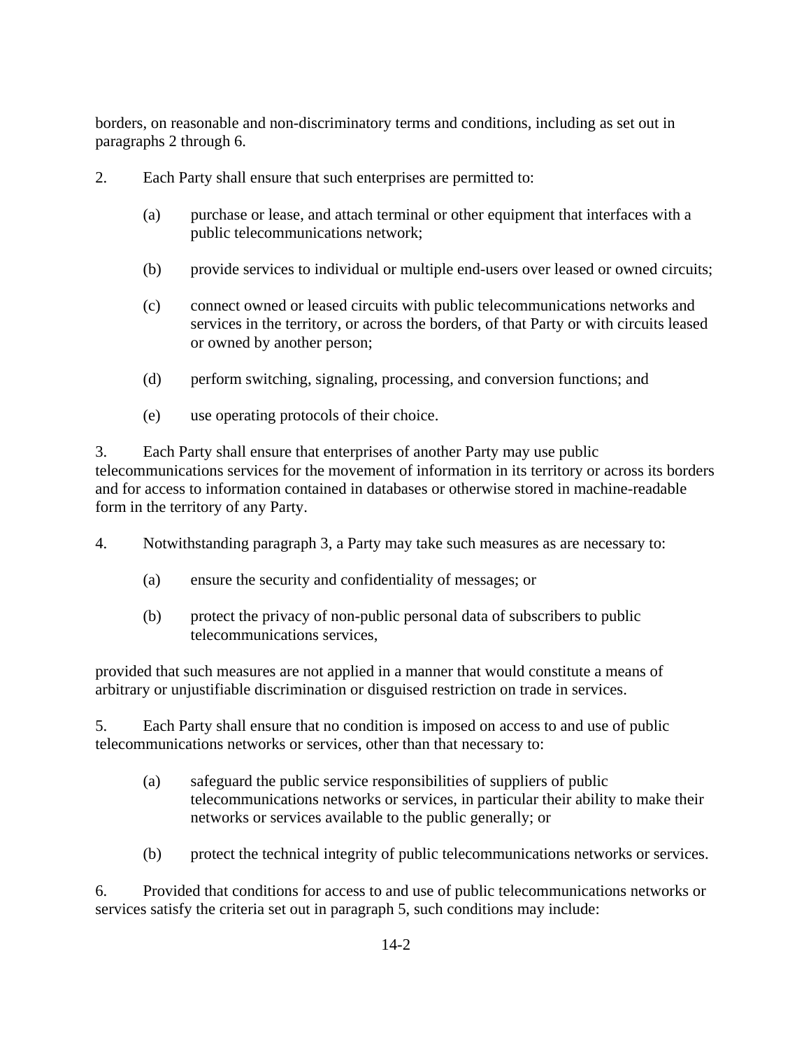borders, on reasonable and non-discriminatory terms and conditions, including as set out in paragraphs 2 through 6.

2. Each Party shall ensure that such enterprises are permitted to:

   (a) purchase or lease, and attach terminal or other equipment that interfaces with a public telecommunications network;

   (b) provide services to individual or multiple end-users over leased or owned circuits;

   (c) connect owned or leased circuits with public telecommunications networks and services in the territory, or across the borders, of that Party or with circuits leased or owned by another person;

   (d) perform switching, signaling, processing, and conversion functions; and

   (e) use operating protocols of their choice.

3. Each Party shall ensure that enterprises of another Party may use public telecommunications services for the movement of information in its territory or across its borders and for access to information contained in databases or otherwise stored in machine-readable form in the territory of any Party.

4. Notwithstanding paragraph 3, a Party may take such measures as are necessary to:

   (a) ensure the security and confidentiality of messages; or

   (b) protect the privacy of non-public personal data of subscribers to public telecommunications services,

provided that such measures are not applied in a manner that would constitute a means of arbitrary or unjustifiable discrimination or disguised restriction on trade in services.

5. Each Party shall ensure that no condition is imposed on access to and use of public telecommunications networks or services, other than that necessary to:

   (a) safeguard the public service responsibilities of suppliers of public telecommunications networks or services, in particular their ability to make their networks or services available to the public generally; or

   (b) protect the technical integrity of public telecommunications networks or services.

6. Provided that conditions for access to and use of public telecommunications networks or services satisfy the criteria set out in paragraph 5, such conditions may include: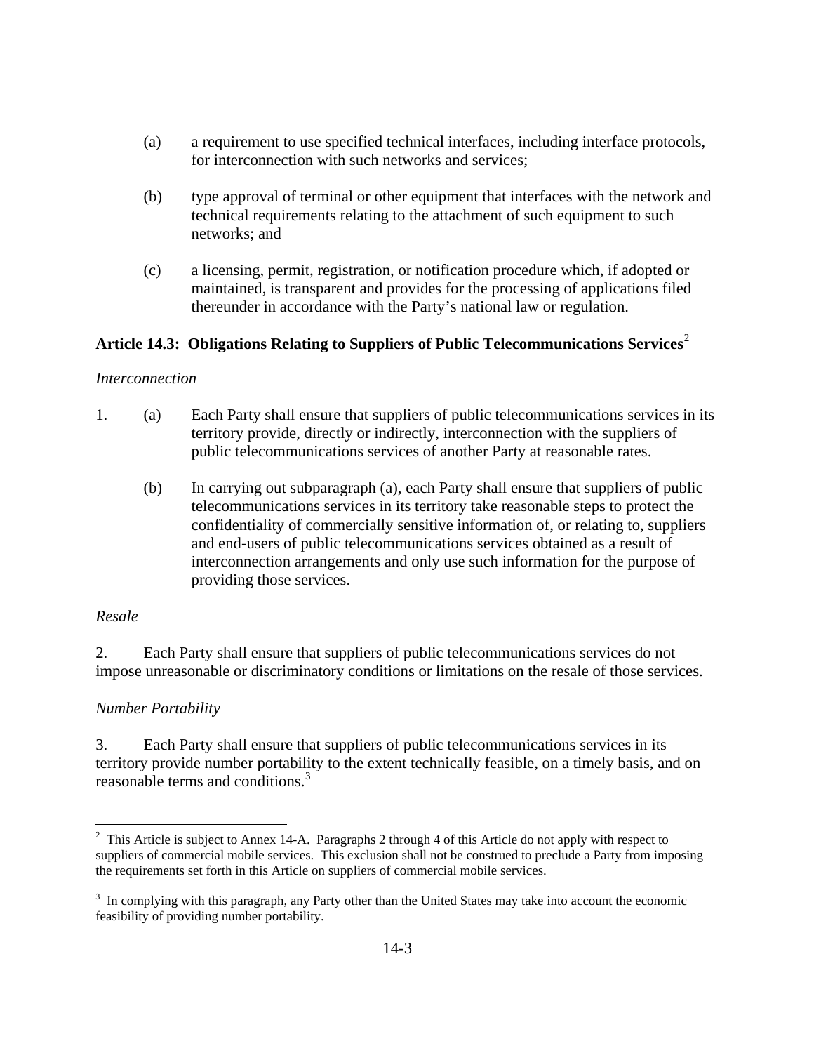(a) a requirement to use specified technical interfaces, including interface protocols, for interconnection with such networks and services;

(b) type approval of terminal or other equipment that interfaces with the network and technical requirements relating to the attachment of such equipment to such networks; and

(c) a licensing, permit, registration, or notification procedure which, if adopted or maintained, is transparent and provides for the processing of applications filed thereunder in accordance with the Party's national law or regulation.

## Article 14.3: Obligations Relating to Suppliers of Public Telecommunications Services[2]

*Interconnection*

1. (a) Each Party shall ensure that suppliers of public telecommunications services in its territory provide, directly or indirectly, interconnection with the suppliers of public telecommunications services of another Party at reasonable rates.

   (b) In carrying out subparagraph (a), each Party shall ensure that suppliers of public telecommunications services in its territory take reasonable steps to protect the confidentiality of commercially sensitive information of, or relating to, suppliers and end-users of public telecommunications services obtained as a result of interconnection arrangements and only use such information for the purpose of providing those services.

*Resale*

2. Each Party shall ensure that suppliers of public telecommunications services do not impose unreasonable or discriminatory conditions or limitations on the resale of those services.

*Number Portability*

3. Each Party shall ensure that suppliers of public telecommunications services in its territory provide number portability to the extent technically feasible, on a timely basis, and on reasonable terms and conditions.[3]

---

[2] This Article is subject to Annex 14-A. Paragraphs 2 through 4 of this Article do not apply with respect to suppliers of commercial mobile services. This exclusion shall not be construed to preclude a Party from imposing the requirements set forth in this Article on suppliers of commercial mobile services.

[3] In complying with this paragraph, any Party other than the United States may take into account the economic feasibility of providing number portability.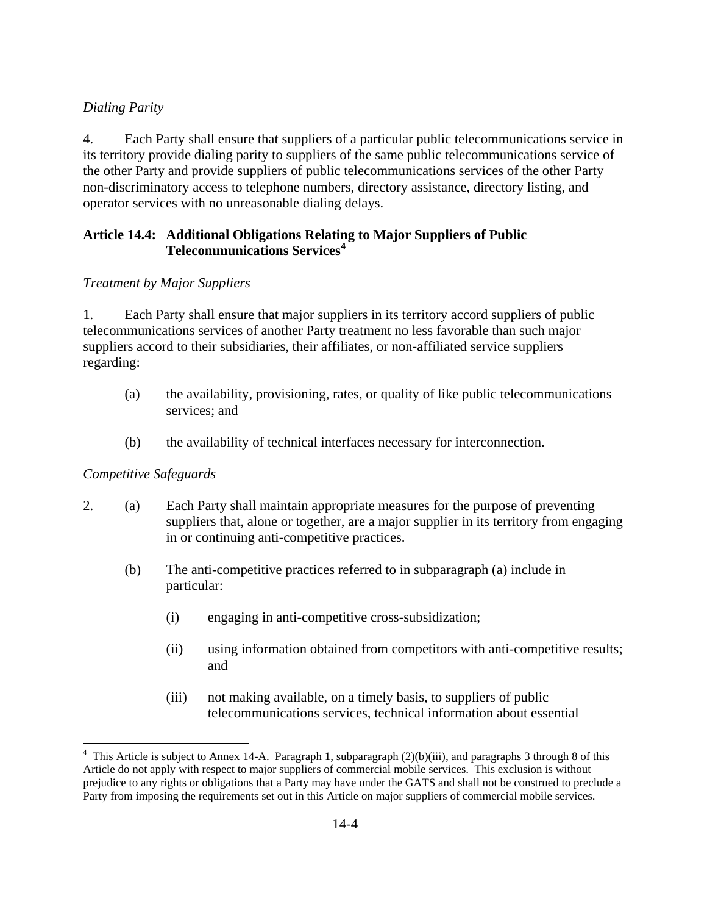*Dialing Parity*

4. Each Party shall ensure that suppliers of a particular public telecommunications service in its territory provide dialing parity to suppliers of the same public telecommunications service of the other Party and provide suppliers of public telecommunications services of the other Party non-discriminatory access to telephone numbers, directory assistance, directory listing, and operator services with no unreasonable dialing delays.

**Article 14.4: Additional Obligations Relating to Major Suppliers of Public Telecommunications Services**[4]

*Treatment by Major Suppliers*

1. Each Party shall ensure that major suppliers in its territory accord suppliers of public telecommunications services of another Party treatment no less favorable than such major suppliers accord to their subsidiaries, their affiliates, or non-affiliated service suppliers regarding:

(a) the availability, provisioning, rates, or quality of like public telecommunications services; and

(b) the availability of technical interfaces necessary for interconnection.

*Competitive Safeguards*

2. (a) Each Party shall maintain appropriate measures for the purpose of preventing suppliers that, alone or together, are a major supplier in its territory from engaging in or continuing anti-competitive practices.

(b) The anti-competitive practices referred to in subparagraph (a) include in particular:

(i) engaging in anti-competitive cross-subsidization;

(ii) using information obtained from competitors with anti-competitive results; and

(iii) not making available, on a timely basis, to suppliers of public telecommunications services, technical information about essential

---

[4] This Article is subject to Annex 14-A. Paragraph 1, subparagraph (2)(b)(iii), and paragraphs 3 through 8 of this Article do not apply with respect to major suppliers of commercial mobile services. This exclusion is without prejudice to any rights or obligations that a Party may have under the GATS and shall not be construed to preclude a Party from imposing the requirements set out in this Article on major suppliers of commercial mobile services.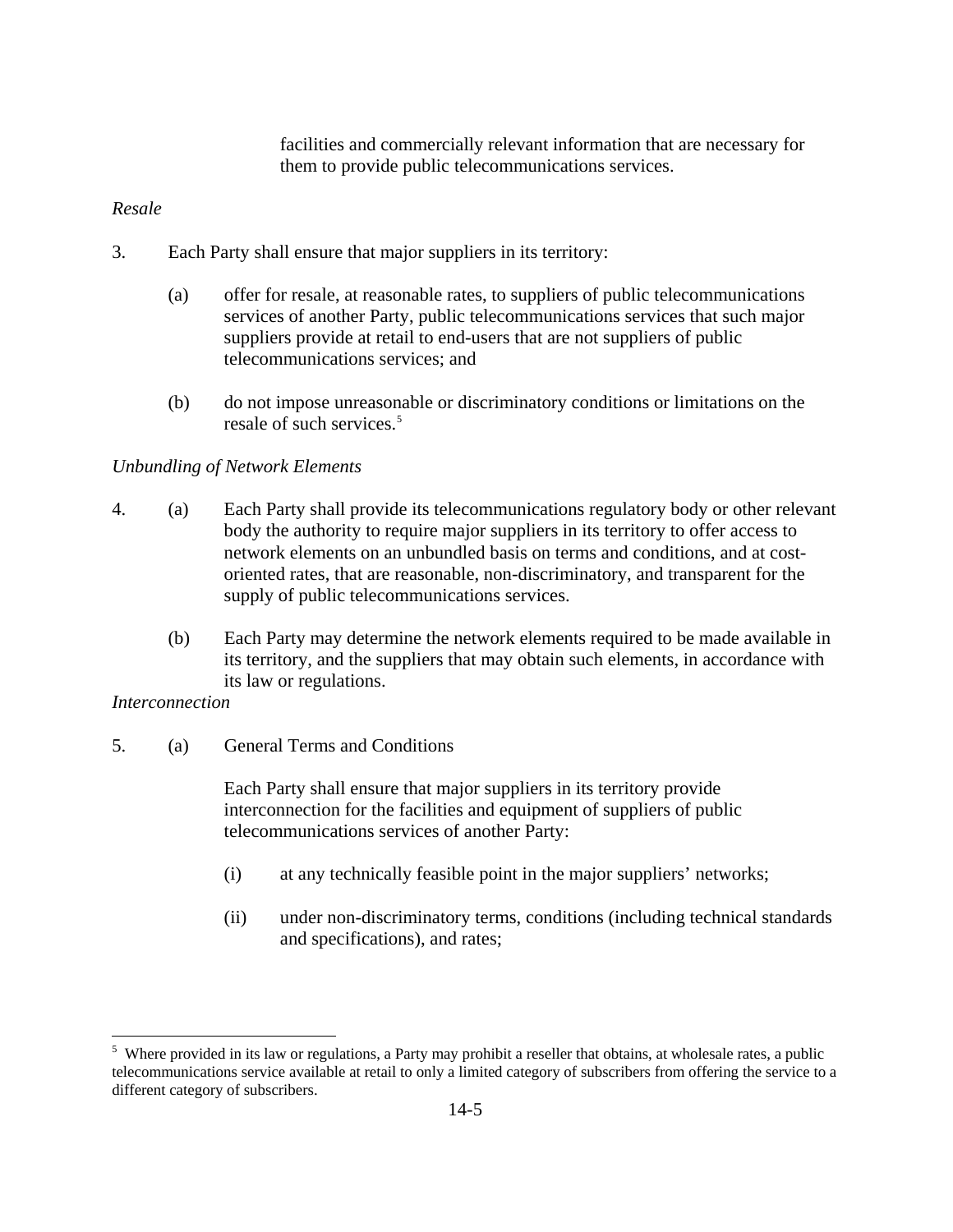facilities and commercially relevant information that are necessary for them to provide public telecommunications services.

*Resale*

3. Each Party shall ensure that major suppliers in its territory:

   (a) offer for resale, at reasonable rates, to suppliers of public telecommunications services of another Party, public telecommunications services that such major suppliers provide at retail to end-users that are not suppliers of public telecommunications services; and

   (b) do not impose unreasonable or discriminatory conditions or limitations on the resale of such services.[5]

*Unbundling of Network Elements*

4. (a) Each Party shall provide its telecommunications regulatory body or other relevant body the authority to require major suppliers in its territory to offer access to network elements on an unbundled basis on terms and conditions, and at cost-oriented rates, that are reasonable, non-discriminatory, and transparent for the supply of public telecommunications services.

   (b) Each Party may determine the network elements required to be made available in its territory, and the suppliers that may obtain such elements, in accordance with its law or regulations.

*Interconnection*

5. (a) General Terms and Conditions

   Each Party shall ensure that major suppliers in its territory provide interconnection for the facilities and equipment of suppliers of public telecommunications services of another Party:

   (i) at any technically feasible point in the major suppliers' networks;

   (ii) under non-discriminatory terms, conditions (including technical standards and specifications), and rates;

[5] Where provided in its law or regulations, a Party may prohibit a reseller that obtains, at wholesale rates, a public telecommunications service available at retail to only a limited category of subscribers from offering the service to a different category of subscribers.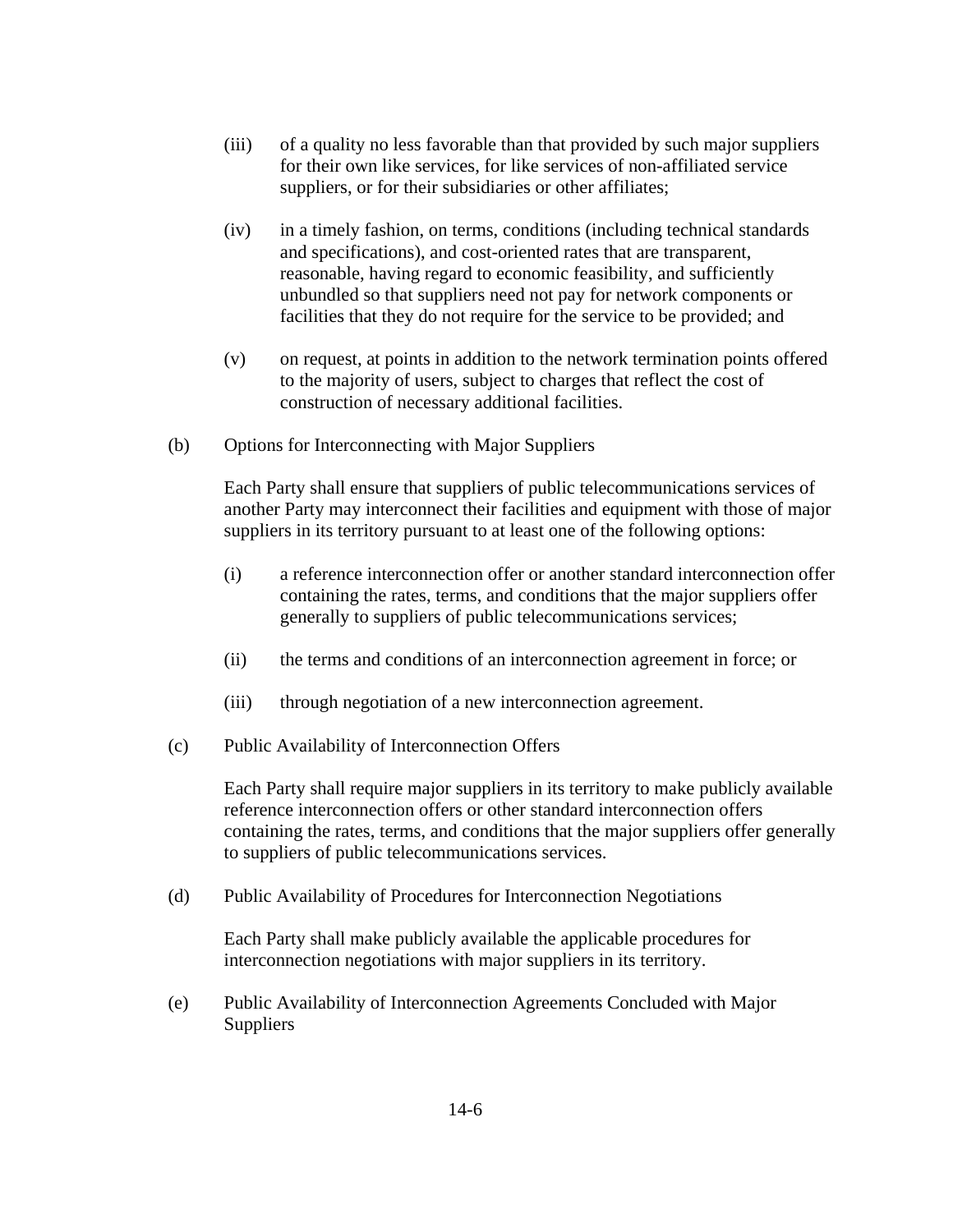(iii) of a quality no less favorable than that provided by such major suppliers for their own like services, for like services of non-affiliated service suppliers, or for their subsidiaries or other affiliates;

(iv) in a timely fashion, on terms, conditions (including technical standards and specifications), and cost-oriented rates that are transparent, reasonable, having regard to economic feasibility, and sufficiently unbundled so that suppliers need not pay for network components or facilities that they do not require for the service to be provided; and

(v) on request, at points in addition to the network termination points offered to the majority of users, subject to charges that reflect the cost of construction of necessary additional facilities.

(b) Options for Interconnecting with Major Suppliers

Each Party shall ensure that suppliers of public telecommunications services of another Party may interconnect their facilities and equipment with those of major suppliers in its territory pursuant to at least one of the following options:

(i) a reference interconnection offer or another standard interconnection offer containing the rates, terms, and conditions that the major suppliers offer generally to suppliers of public telecommunications services;

(ii) the terms and conditions of an interconnection agreement in force; or

(iii) through negotiation of a new interconnection agreement.

(c) Public Availability of Interconnection Offers

Each Party shall require major suppliers in its territory to make publicly available reference interconnection offers or other standard interconnection offers containing the rates, terms, and conditions that the major suppliers offer generally to suppliers of public telecommunications services.

(d) Public Availability of Procedures for Interconnection Negotiations

Each Party shall make publicly available the applicable procedures for interconnection negotiations with major suppliers in its territory.

(e) Public Availability of Interconnection Agreements Concluded with Major Suppliers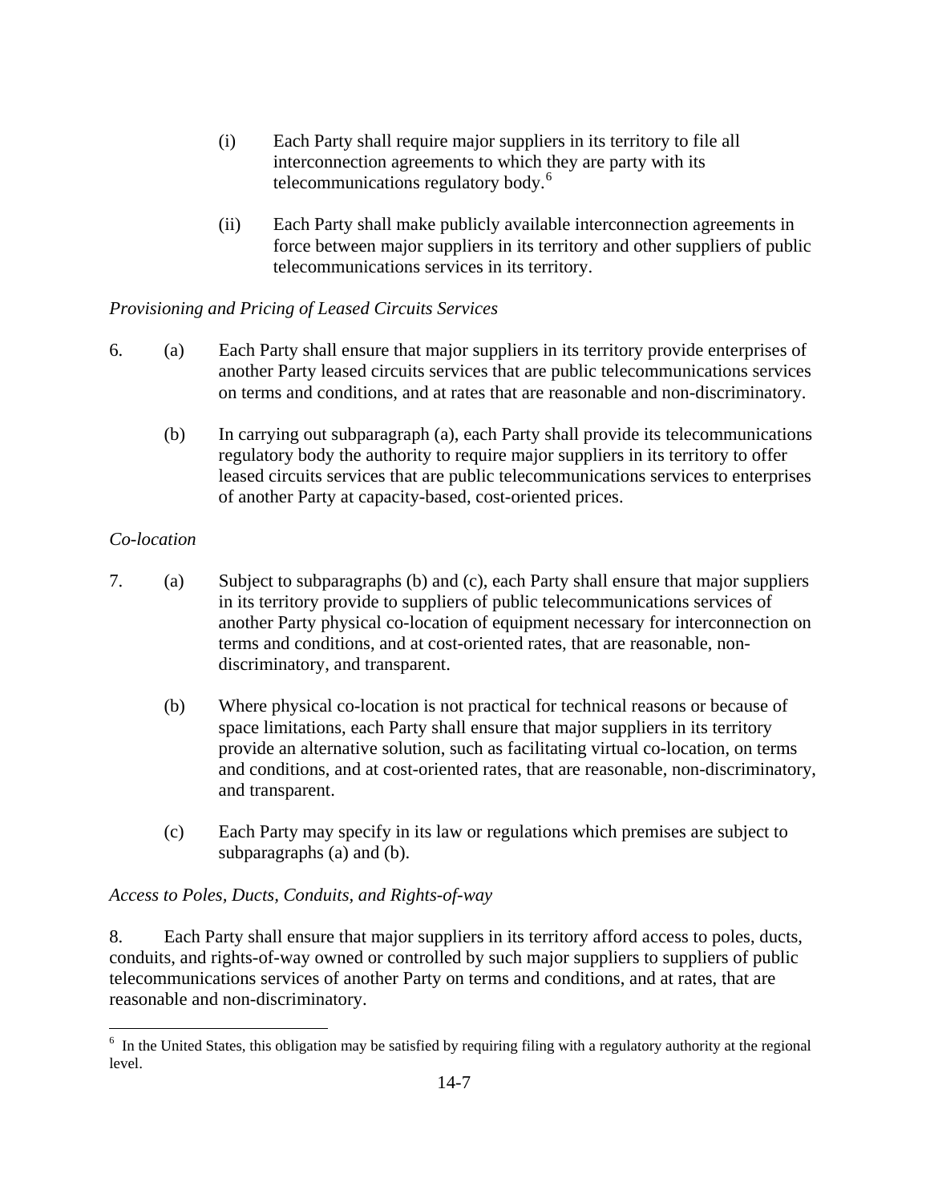(i) Each Party shall require major suppliers in its territory to file all interconnection agreements to which they are party with its telecommunications regulatory body.[6]

(ii) Each Party shall make publicly available interconnection agreements in force between major suppliers in its territory and other suppliers of public telecommunications services in its territory.

*Provisioning and Pricing of Leased Circuits Services*

6. (a) Each Party shall ensure that major suppliers in its territory provide enterprises of another Party leased circuits services that are public telecommunications services on terms and conditions, and at rates that are reasonable and non-discriminatory.

(b) In carrying out subparagraph (a), each Party shall provide its telecommunications regulatory body the authority to require major suppliers in its territory to offer leased circuits services that are public telecommunications services to enterprises of another Party at capacity-based, cost-oriented prices.

*Co-location*

7. (a) Subject to subparagraphs (b) and (c), each Party shall ensure that major suppliers in its territory provide to suppliers of public telecommunications services of another Party physical co-location of equipment necessary for interconnection on terms and conditions, and at cost-oriented rates, that are reasonable, non-discriminatory, and transparent.

(b) Where physical co-location is not practical for technical reasons or because of space limitations, each Party shall ensure that major suppliers in its territory provide an alternative solution, such as facilitating virtual co-location, on terms and conditions, and at cost-oriented rates, that are reasonable, non-discriminatory, and transparent.

(c) Each Party may specify in its law or regulations which premises are subject to subparagraphs (a) and (b).

*Access to Poles, Ducts, Conduits, and Rights-of-way*

8. Each Party shall ensure that major suppliers in its territory afford access to poles, ducts, conduits, and rights-of-way owned or controlled by such major suppliers to suppliers of public telecommunications services of another Party on terms and conditions, and at rates, that are reasonable and non-discriminatory.

---

[6] In the United States, this obligation may be satisfied by requiring filing with a regulatory authority at the regional level.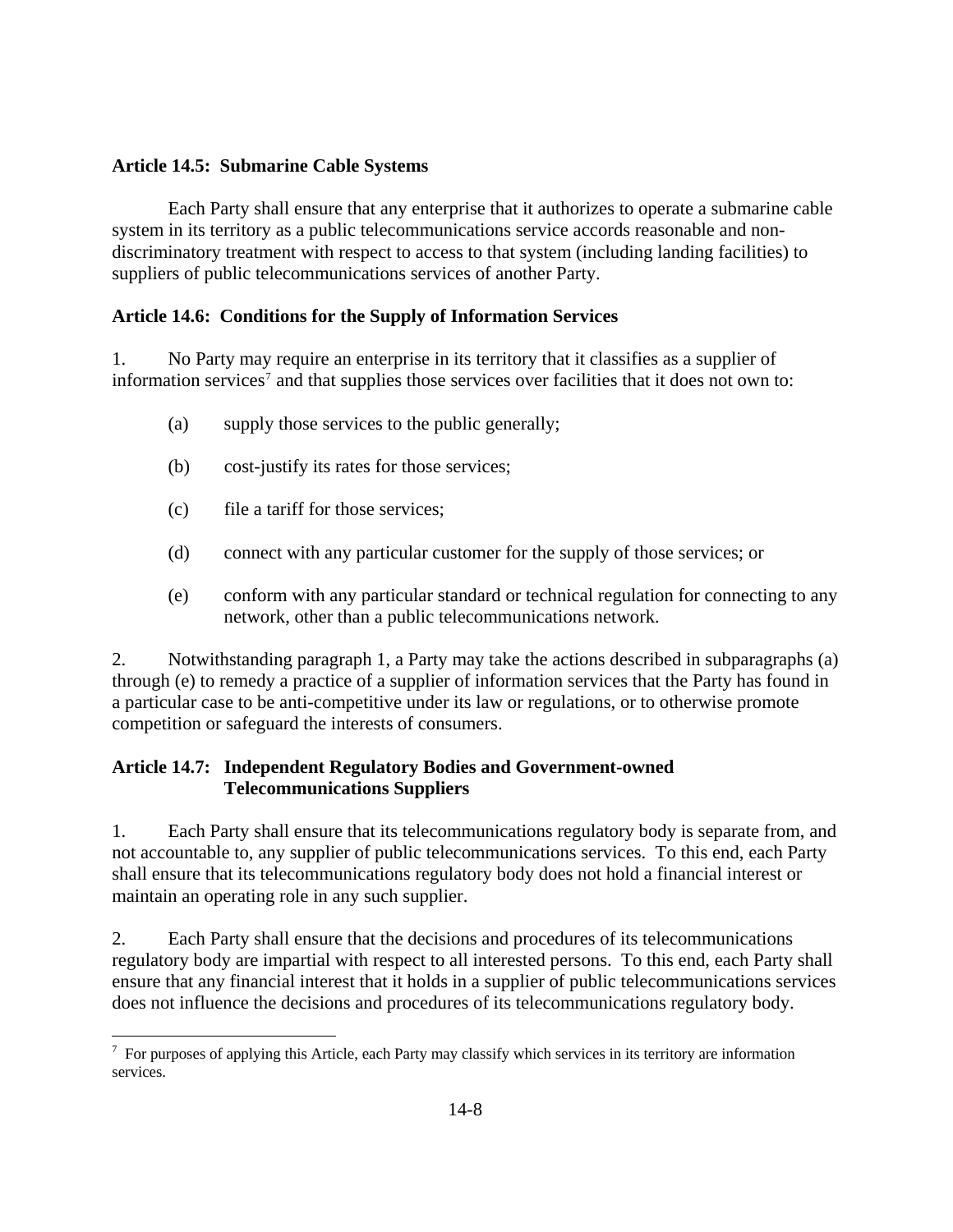**Article 14.5: Submarine Cable Systems**

Each Party shall ensure that any enterprise that it authorizes to operate a submarine cable system in its territory as a public telecommunications service accords reasonable and non-discriminatory treatment with respect to access to that system (including landing facilities) to suppliers of public telecommunications services of another Party.

**Article 14.6: Conditions for the Supply of Information Services**

1. No Party may require an enterprise in its territory that it classifies as a supplier of information services[7] and that supplies those services over facilities that it does not own to:

(a) supply those services to the public generally;

(b) cost-justify its rates for those services;

(c) file a tariff for those services;

(d) connect with any particular customer for the supply of those services; or

(e) conform with any particular standard or technical regulation for connecting to any network, other than a public telecommunications network.

2. Notwithstanding paragraph 1, a Party may take the actions described in subparagraphs (a) through (e) to remedy a practice of a supplier of information services that the Party has found in a particular case to be anti-competitive under its law or regulations, or to otherwise promote competition or safeguard the interests of consumers.

**Article 14.7: Independent Regulatory Bodies and Government-owned Telecommunications Suppliers**

1. Each Party shall ensure that its telecommunications regulatory body is separate from, and not accountable to, any supplier of public telecommunications services. To this end, each Party shall ensure that its telecommunications regulatory body does not hold a financial interest or maintain an operating role in any such supplier.

2. Each Party shall ensure that the decisions and procedures of its telecommunications regulatory body are impartial with respect to all interested persons. To this end, each Party shall ensure that any financial interest that it holds in a supplier of public telecommunications services does not influence the decisions and procedures of its telecommunications regulatory body.

[7] For purposes of applying this Article, each Party may classify which services in its territory are information services.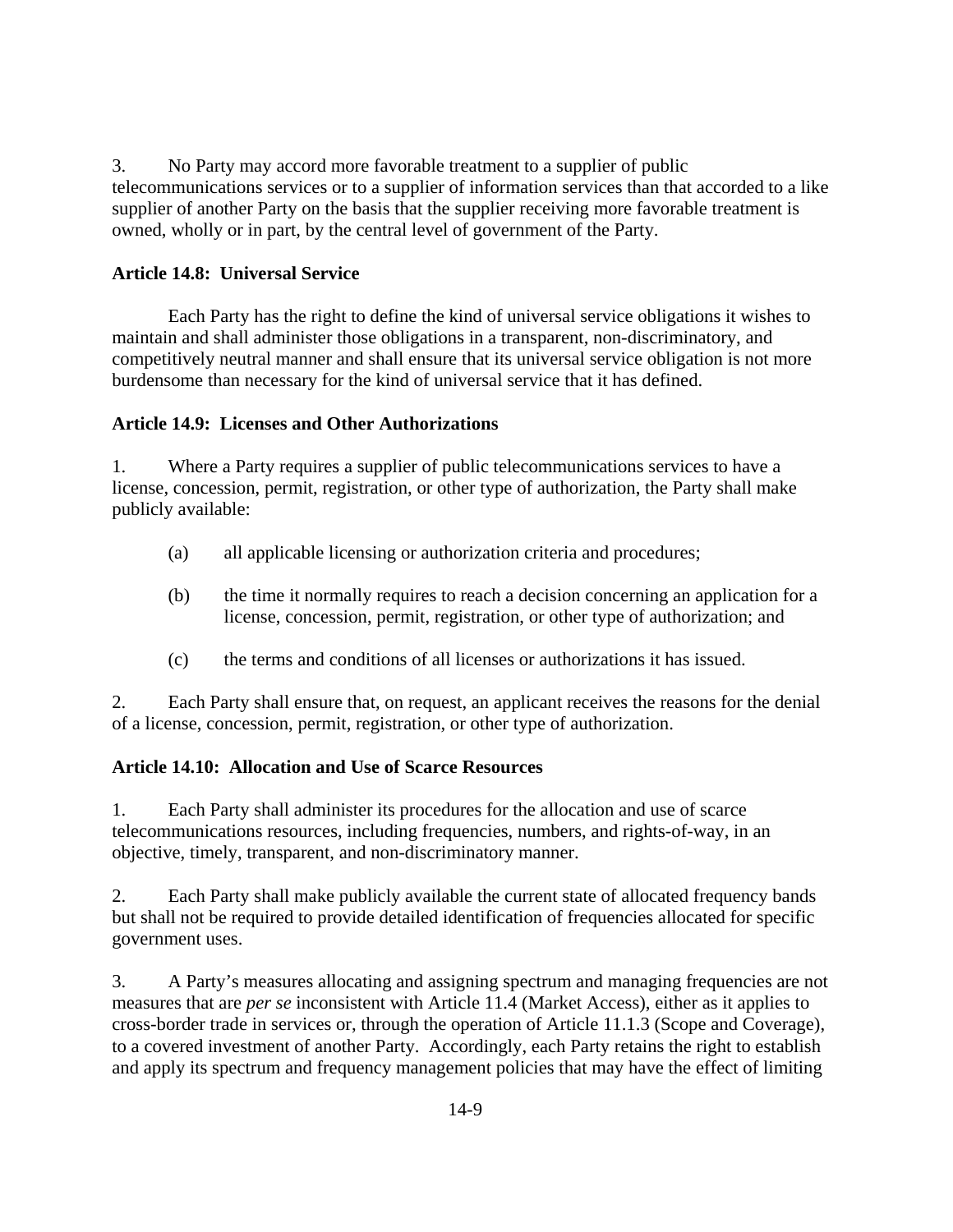3. No Party may accord more favorable treatment to a supplier of public telecommunications services or to a supplier of information services than that accorded to a like supplier of another Party on the basis that the supplier receiving more favorable treatment is owned, wholly or in part, by the central level of government of the Party.

**Article 14.8: Universal Service**

Each Party has the right to define the kind of universal service obligations it wishes to maintain and shall administer those obligations in a transparent, non-discriminatory, and competitively neutral manner and shall ensure that its universal service obligation is not more burdensome than necessary for the kind of universal service that it has defined.

**Article 14.9: Licenses and Other Authorizations**

1. Where a Party requires a supplier of public telecommunications services to have a license, concession, permit, registration, or other type of authorization, the Party shall make publicly available:

(a) all applicable licensing or authorization criteria and procedures;

(b) the time it normally requires to reach a decision concerning an application for a license, concession, permit, registration, or other type of authorization; and

(c) the terms and conditions of all licenses or authorizations it has issued.

2. Each Party shall ensure that, on request, an applicant receives the reasons for the denial of a license, concession, permit, registration, or other type of authorization.

**Article 14.10: Allocation and Use of Scarce Resources**

1. Each Party shall administer its procedures for the allocation and use of scarce telecommunications resources, including frequencies, numbers, and rights-of-way, in an objective, timely, transparent, and non-discriminatory manner.

2. Each Party shall make publicly available the current state of allocated frequency bands but shall not be required to provide detailed identification of frequencies allocated for specific government uses.

3. A Party's measures allocating and assigning spectrum and managing frequencies are not measures that are *per se* inconsistent with Article 11.4 (Market Access), either as it applies to cross-border trade in services or, through the operation of Article 11.1.3 (Scope and Coverage), to a covered investment of another Party. Accordingly, each Party retains the right to establish and apply its spectrum and frequency management policies that may have the effect of limiting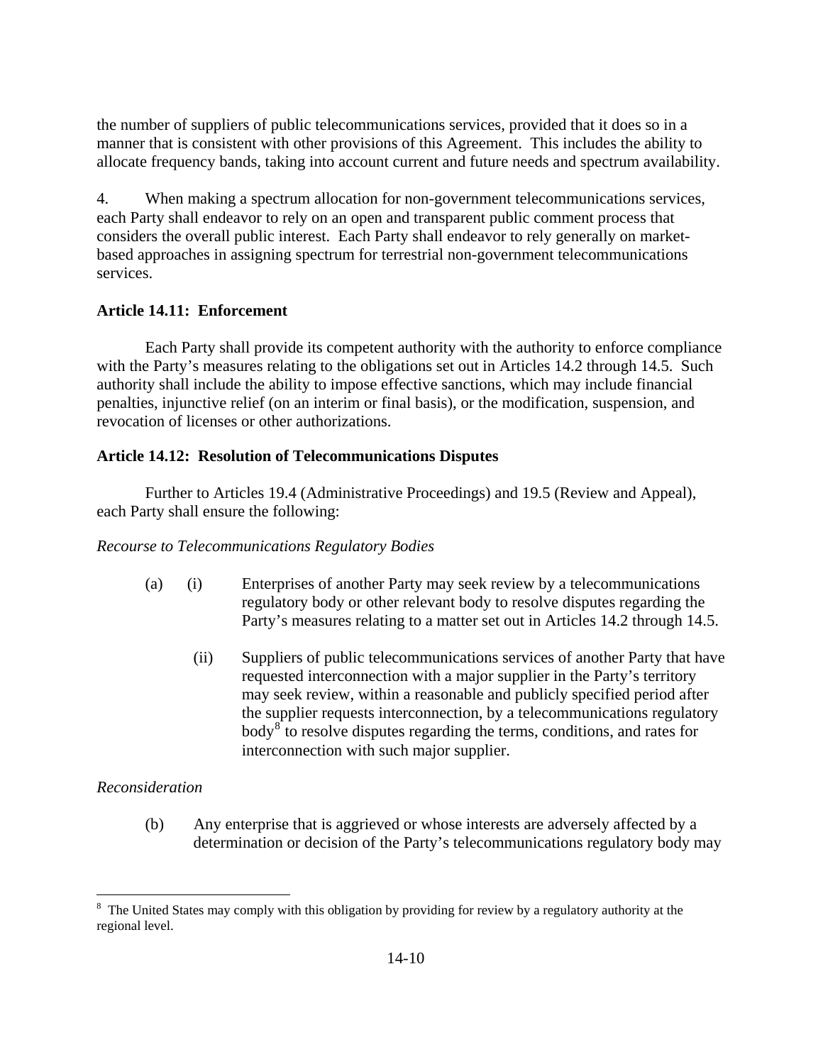the number of suppliers of public telecommunications services, provided that it does so in a manner that is consistent with other provisions of this Agreement. This includes the ability to allocate frequency bands, taking into account current and future needs and spectrum availability.

4. When making a spectrum allocation for non-government telecommunications services, each Party shall endeavor to rely on an open and transparent public comment process that considers the overall public interest. Each Party shall endeavor to rely generally on market-based approaches in assigning spectrum for terrestrial non-government telecommunications services.

**Article 14.11: Enforcement**

Each Party shall provide its competent authority with the authority to enforce compliance with the Party's measures relating to the obligations set out in Articles 14.2 through 14.5. Such authority shall include the ability to impose effective sanctions, which may include financial penalties, injunctive relief (on an interim or final basis), or the modification, suspension, and revocation of licenses or other authorizations.

**Article 14.12: Resolution of Telecommunications Disputes**

Further to Articles 19.4 (Administrative Proceedings) and 19.5 (Review and Appeal), each Party shall ensure the following:

*Recourse to Telecommunications Regulatory Bodies*

(a) (i) Enterprises of another Party may seek review by a telecommunications regulatory body or other relevant body to resolve disputes regarding the Party's measures relating to a matter set out in Articles 14.2 through 14.5.

(ii) Suppliers of public telecommunications services of another Party that have requested interconnection with a major supplier in the Party's territory may seek review, within a reasonable and publicly specified period after the supplier requests interconnection, by a telecommunications regulatory body[8] to resolve disputes regarding the terms, conditions, and rates for interconnection with such major supplier.

*Reconsideration*

(b) Any enterprise that is aggrieved or whose interests are adversely affected by a determination or decision of the Party's telecommunications regulatory body may

[8] The United States may comply with this obligation by providing for review by a regulatory authority at the regional level.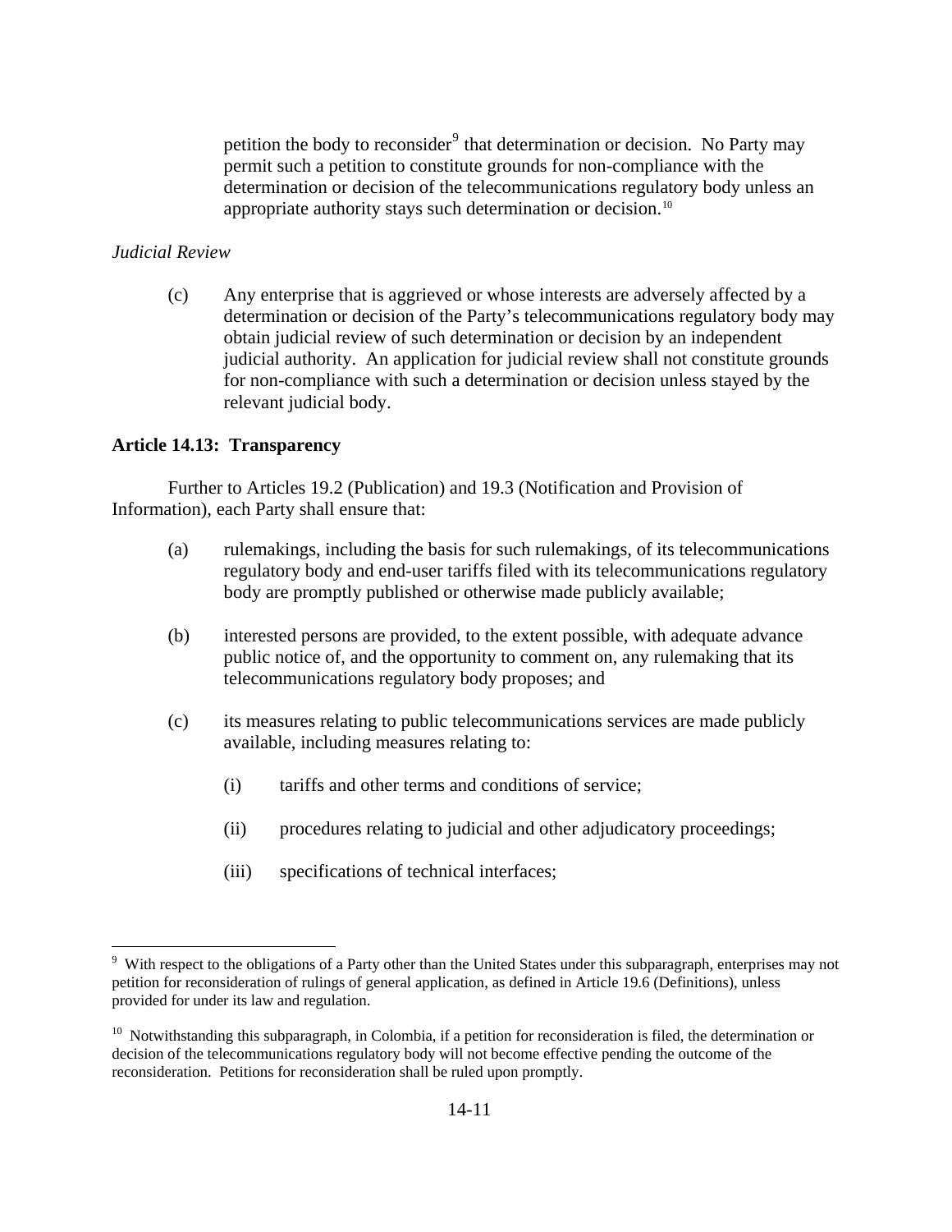petition the body to reconsider[9] that determination or decision. No Party may permit such a petition to constitute grounds for non-compliance with the determination or decision of the telecommunications regulatory body unless an appropriate authority stays such determination or decision.[10]

*Judicial Review*

(c) Any enterprise that is aggrieved or whose interests are adversely affected by a determination or decision of the Party's telecommunications regulatory body may obtain judicial review of such determination or decision by an independent judicial authority. An application for judicial review shall not constitute grounds for non-compliance with such a determination or decision unless stayed by the relevant judicial body.

**Article 14.13: Transparency**

Further to Articles 19.2 (Publication) and 19.3 (Notification and Provision of Information), each Party shall ensure that:

(a) rulemakings, including the basis for such rulemakings, of its telecommunications regulatory body and end-user tariffs filed with its telecommunications regulatory body are promptly published or otherwise made publicly available;

(b) interested persons are provided, to the extent possible, with adequate advance public notice of, and the opportunity to comment on, any rulemaking that its telecommunications regulatory body proposes; and

(c) its measures relating to public telecommunications services are made publicly available, including measures relating to:

(i) tariffs and other terms and conditions of service;

(ii) procedures relating to judicial and other adjudicatory proceedings;

(iii) specifications of technical interfaces;

---

[9] With respect to the obligations of a Party other than the United States under this subparagraph, enterprises may not petition for reconsideration of rulings of general application, as defined in Article 19.6 (Definitions), unless provided for under its law and regulation.

[10] Notwithstanding this subparagraph, in Colombia, if a petition for reconsideration is filed, the determination or decision of the telecommunications regulatory body will not become effective pending the outcome of the reconsideration. Petitions for reconsideration shall be ruled upon promptly.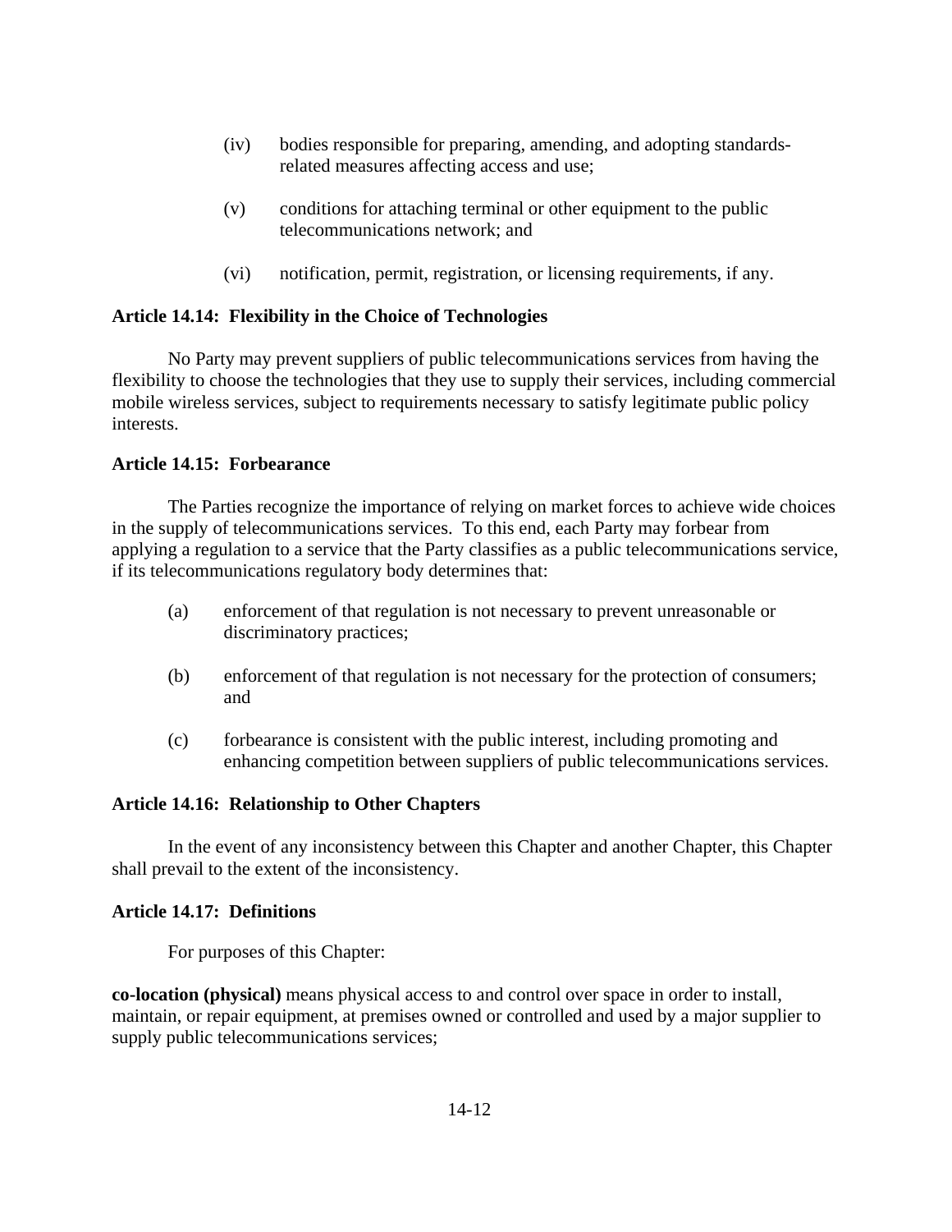(iv) bodies responsible for preparing, amending, and adopting standards-related measures affecting access and use;

(v) conditions for attaching terminal or other equipment to the public telecommunications network; and

(vi) notification, permit, registration, or licensing requirements, if any.

**Article 14.14: Flexibility in the Choice of Technologies**

No Party may prevent suppliers of public telecommunications services from having the flexibility to choose the technologies that they use to supply their services, including commercial mobile wireless services, subject to requirements necessary to satisfy legitimate public policy interests.

**Article 14.15: Forbearance**

The Parties recognize the importance of relying on market forces to achieve wide choices in the supply of telecommunications services. To this end, each Party may forbear from applying a regulation to a service that the Party classifies as a public telecommunications service, if its telecommunications regulatory body determines that:

(a) enforcement of that regulation is not necessary to prevent unreasonable or discriminatory practices;

(b) enforcement of that regulation is not necessary for the protection of consumers; and

(c) forbearance is consistent with the public interest, including promoting and enhancing competition between suppliers of public telecommunications services.

**Article 14.16: Relationship to Other Chapters**

In the event of any inconsistency between this Chapter and another Chapter, this Chapter shall prevail to the extent of the inconsistency.

**Article 14.17: Definitions**

For purposes of this Chapter:

**co-location (physical)** means physical access to and control over space in order to install, maintain, or repair equipment, at premises owned or controlled and used by a major supplier to supply public telecommunications services;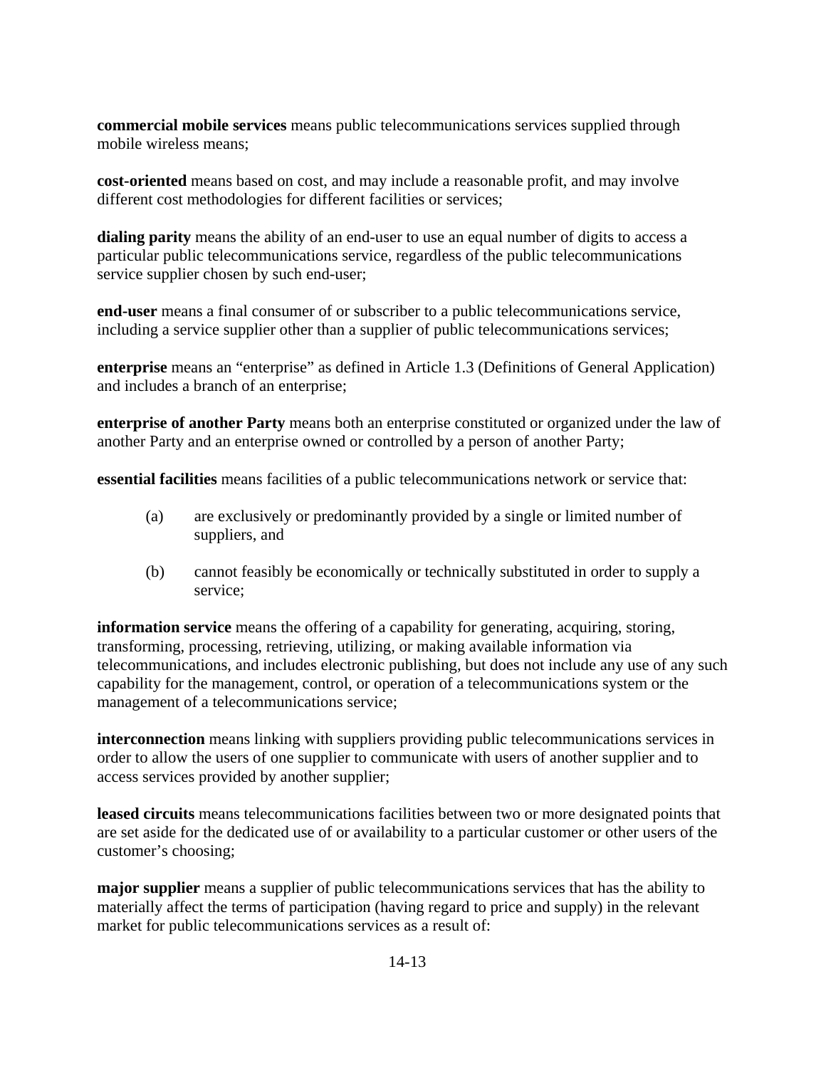**commercial mobile services** means public telecommunications services supplied through mobile wireless means;

**cost-oriented** means based on cost, and may include a reasonable profit, and may involve different cost methodologies for different facilities or services;

**dialing parity** means the ability of an end-user to use an equal number of digits to access a particular public telecommunications service, regardless of the public telecommunications service supplier chosen by such end-user;

**end-user** means a final consumer of or subscriber to a public telecommunications service, including a service supplier other than a supplier of public telecommunications services;

**enterprise** means an "enterprise" as defined in Article 1.3 (Definitions of General Application) and includes a branch of an enterprise;

**enterprise of another Party** means both an enterprise constituted or organized under the law of another Party and an enterprise owned or controlled by a person of another Party;

**essential facilities** means facilities of a public telecommunications network or service that:

(a) are exclusively or predominantly provided by a single or limited number of suppliers, and

(b) cannot feasibly be economically or technically substituted in order to supply a service;

**information service** means the offering of a capability for generating, acquiring, storing, transforming, processing, retrieving, utilizing, or making available information via telecommunications, and includes electronic publishing, but does not include any use of any such capability for the management, control, or operation of a telecommunications system or the management of a telecommunications service;

**interconnection** means linking with suppliers providing public telecommunications services in order to allow the users of one supplier to communicate with users of another supplier and to access services provided by another supplier;

**leased circuits** means telecommunications facilities between two or more designated points that are set aside for the dedicated use of or availability to a particular customer or other users of the customer's choosing;

**major supplier** means a supplier of public telecommunications services that has the ability to materially affect the terms of participation (having regard to price and supply) in the relevant market for public telecommunications services as a result of: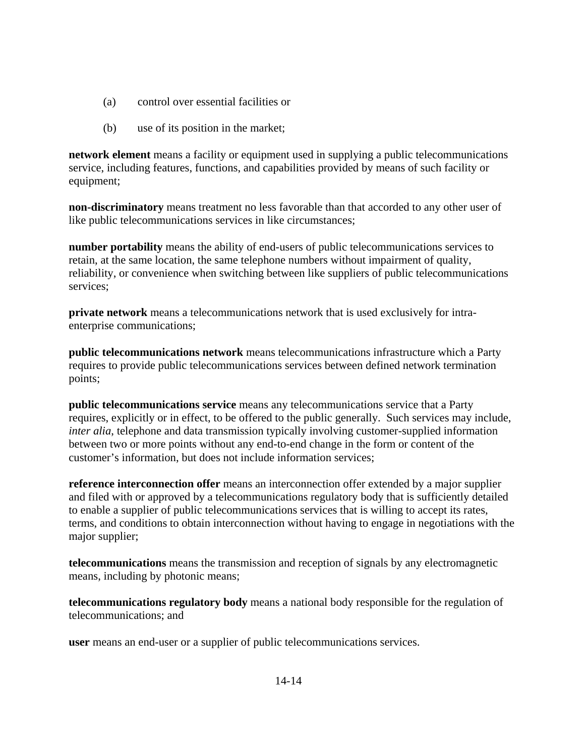(a) control over essential facilities or

(b) use of its position in the market;

**network element** means a facility or equipment used in supplying a public telecommunications service, including features, functions, and capabilities provided by means of such facility or equipment;

**non-discriminatory** means treatment no less favorable than that accorded to any other user of like public telecommunications services in like circumstances;

**number portability** means the ability of end-users of public telecommunications services to retain, at the same location, the same telephone numbers without impairment of quality, reliability, or convenience when switching between like suppliers of public telecommunications services;

**private network** means a telecommunications network that is used exclusively for intra-enterprise communications;

**public telecommunications network** means telecommunications infrastructure which a Party requires to provide public telecommunications services between defined network termination points;

**public telecommunications service** means any telecommunications service that a Party requires, explicitly or in effect, to be offered to the public generally. Such services may include, *inter alia*, telephone and data transmission typically involving customer-supplied information between two or more points without any end-to-end change in the form or content of the customer's information, but does not include information services;

**reference interconnection offer** means an interconnection offer extended by a major supplier and filed with or approved by a telecommunications regulatory body that is sufficiently detailed to enable a supplier of public telecommunications services that is willing to accept its rates, terms, and conditions to obtain interconnection without having to engage in negotiations with the major supplier;

**telecommunications** means the transmission and reception of signals by any electromagnetic means, including by photonic means;

**telecommunications regulatory body** means a national body responsible for the regulation of telecommunications; and

**user** means an end-user or a supplier of public telecommunications services.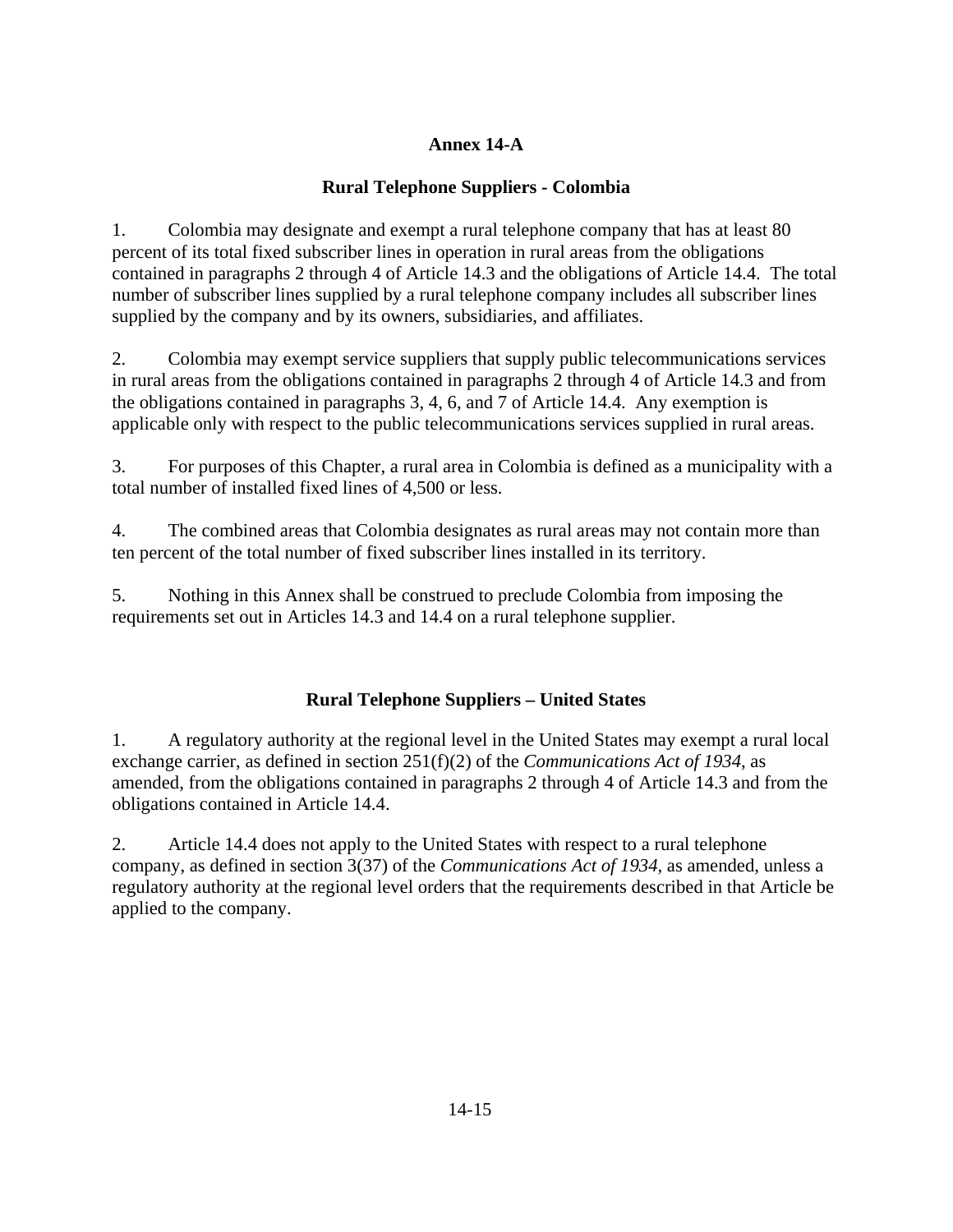# Annex 14-A

## Rural Telephone Suppliers - Colombia

1. Colombia may designate and exempt a rural telephone company that has at least 80 percent of its total fixed subscriber lines in operation in rural areas from the obligations contained in paragraphs 2 through 4 of Article 14.3 and the obligations of Article 14.4. The total number of subscriber lines supplied by a rural telephone company includes all subscriber lines supplied by the company and by its owners, subsidiaries, and affiliates.

2. Colombia may exempt service suppliers that supply public telecommunications services in rural areas from the obligations contained in paragraphs 2 through 4 of Article 14.3 and from the obligations contained in paragraphs 3, 4, 6, and 7 of Article 14.4. Any exemption is applicable only with respect to the public telecommunications services supplied in rural areas.

3. For purposes of this Chapter, a rural area in Colombia is defined as a municipality with a total number of installed fixed lines of 4,500 or less.

4. The combined areas that Colombia designates as rural areas may not contain more than ten percent of the total number of fixed subscriber lines installed in its territory.

5. Nothing in this Annex shall be construed to preclude Colombia from imposing the requirements set out in Articles 14.3 and 14.4 on a rural telephone supplier.

## Rural Telephone Suppliers – United States

1. A regulatory authority at the regional level in the United States may exempt a rural local exchange carrier, as defined in section 251(f)(2) of the *Communications Act of 1934*, as amended, from the obligations contained in paragraphs 2 through 4 of Article 14.3 and from the obligations contained in Article 14.4.

2. Article 14.4 does not apply to the United States with respect to a rural telephone company, as defined in section 3(37) of the *Communications Act of 1934*, as amended, unless a regulatory authority at the regional level orders that the requirements described in that Article be applied to the company.